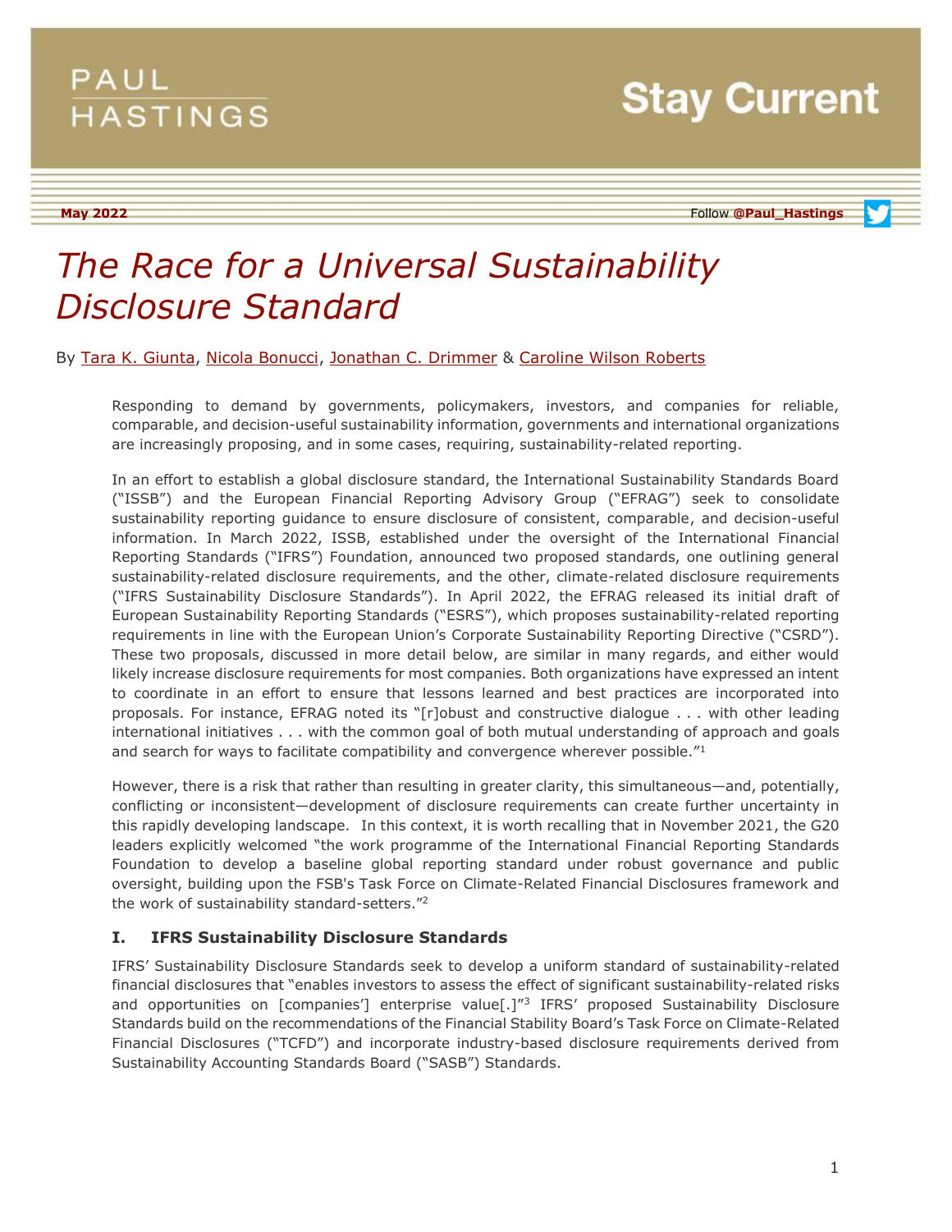# The Race for a Universal Sustainability Disclosure Standard

By Tara K. Giunta, Nicola Bonucci, Jonathan C. Drimmer & Caroline Wilson Roberts

Responding to demand by governments, policymakers, investors, and companies for reliable, comparable, and decision-useful sustainability information, governments and international organizations are increasingly proposing, and in some cases, requiring, sustainability-related reporting.

In an effort to establish a global disclosure standard, the International Sustainability Standards Board ("ISSB") and the European Financial Reporting Advisory Group ("EFRAG") seek to consolidate sustainability reporting guidance to ensure disclosure of consistent, comparable, and decision-useful information. In March 2022, ISSB, established under the oversight of the International Financial Reporting Standards ("IFRS") Foundation, announced two proposed standards, one outlining general sustainability-related disclosure requirements, and the other, climate-related disclosure requirements ("IFRS Sustainability Disclosure Standards"). In April 2022, the EFRAG released its initial draft of European Sustainability Reporting Standards ("ESRS"), which proposes sustainability-related reporting requirements in line with the European Union's Corporate Sustainability Reporting Directive ("CSRD"). These two proposals, discussed in more detail below, are similar in many regards, and either would likely increase disclosure requirements for most companies. Both organizations have expressed an intent to coordinate in an effort to ensure that lessons learned and best practices are incorporated into proposals. For instance, EFRAG noted its "[r]obust and constructive dialogue . . . with other leading international initiatives . . . with the common goal of both mutual understanding of approach and goals and search for ways to facilitate compatibility and convergence wherever possible."[1]

However, there is a risk that rather than resulting in greater clarity, this simultaneous—and, potentially, conflicting or inconsistent—development of disclosure requirements can create further uncertainty in this rapidly developing landscape. In this context, it is worth recalling that in November 2021, the G20 leaders explicitly welcomed "the work programme of the International Financial Reporting Standards Foundation to develop a baseline global reporting standard under robust governance and public oversight, building upon the FSB's Task Force on Climate-Related Financial Disclosures framework and the work of sustainability standard-setters."[2]

## I. IFRS Sustainability Disclosure Standards

IFRS' Sustainability Disclosure Standards seek to develop a uniform standard of sustainability-related financial disclosures that "enables investors to assess the effect of significant sustainability-related risks and opportunities on [companies'] enterprise value[.]"[3] IFRS' proposed Sustainability Disclosure Standards build on the recommendations of the Financial Stability Board's Task Force on Climate-Related Financial Disclosures ("TCFD") and incorporate industry-based disclosure requirements derived from Sustainability Accounting Standards Board ("SASB") Standards.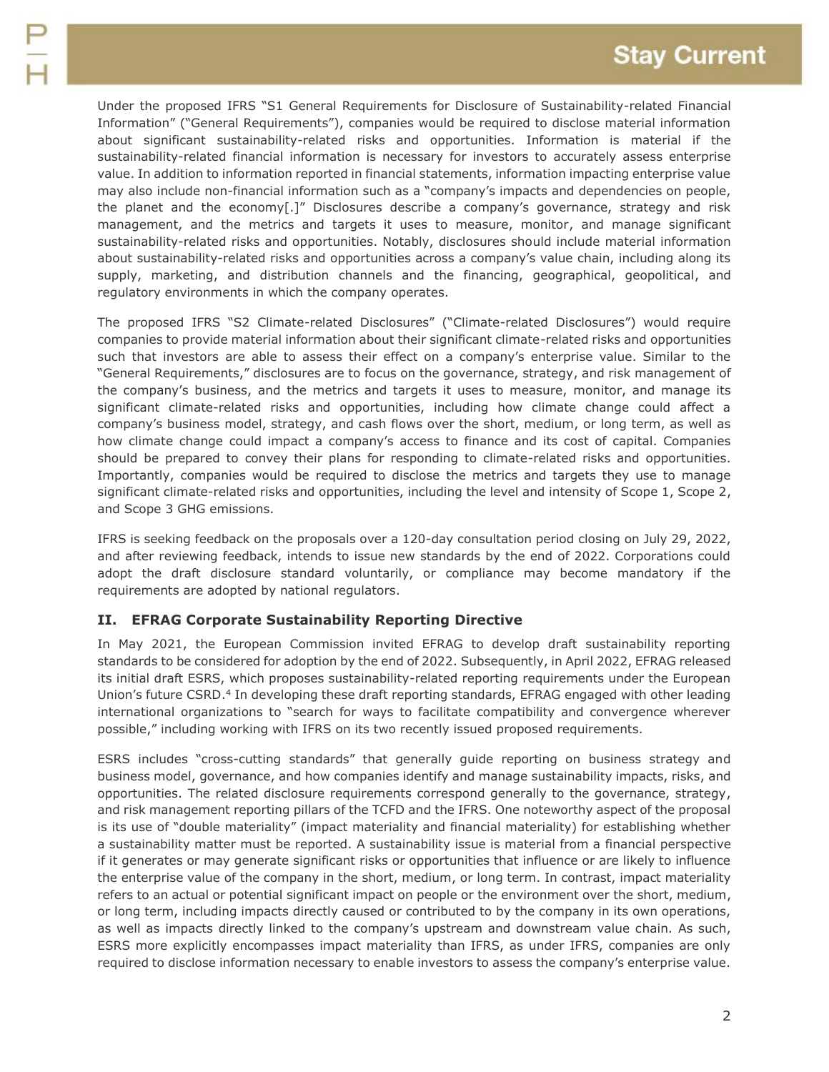Under the proposed IFRS "S1 General Requirements for Disclosure of Sustainability-related Financial Information" ("General Requirements"), companies would be required to disclose material information about significant sustainability-related risks and opportunities. Information is material if the sustainability-related financial information is necessary for investors to accurately assess enterprise value. In addition to information reported in financial statements, information impacting enterprise value may also include non-financial information such as a "company's impacts and dependencies on people, the planet and the economy[.]" Disclosures describe a company's governance, strategy and risk management, and the metrics and targets it uses to measure, monitor, and manage significant sustainability-related risks and opportunities. Notably, disclosures should include material information about sustainability-related risks and opportunities across a company's value chain, including along its supply, marketing, and distribution channels and the financing, geographical, geopolitical, and regulatory environments in which the company operates.

The proposed IFRS "S2 Climate-related Disclosures" ("Climate-related Disclosures") would require companies to provide material information about their significant climate-related risks and opportunities such that investors are able to assess their effect on a company's enterprise value. Similar to the "General Requirements," disclosures are to focus on the governance, strategy, and risk management of the company's business, and the metrics and targets it uses to measure, monitor, and manage its significant climate-related risks and opportunities, including how climate change could affect a company's business model, strategy, and cash flows over the short, medium, or long term, as well as how climate change could impact a company's access to finance and its cost of capital. Companies should be prepared to convey their plans for responding to climate-related risks and opportunities. Importantly, companies would be required to disclose the metrics and targets they use to manage significant climate-related risks and opportunities, including the level and intensity of Scope 1, Scope 2, and Scope 3 GHG emissions.

IFRS is seeking feedback on the proposals over a 120-day consultation period closing on July 29, 2022, and after reviewing feedback, intends to issue new standards by the end of 2022. Corporations could adopt the draft disclosure standard voluntarily, or compliance may become mandatory if the requirements are adopted by national regulators.

## II. EFRAG Corporate Sustainability Reporting Directive

In May 2021, the European Commission invited EFRAG to develop draft sustainability reporting standards to be considered for adoption by the end of 2022. Subsequently, in April 2022, EFRAG released its initial draft ESRS, which proposes sustainability-related reporting requirements under the European Union's future CSRD.[4] In developing these draft reporting standards, EFRAG engaged with other leading international organizations to "search for ways to facilitate compatibility and convergence wherever possible," including working with IFRS on its two recently issued proposed requirements.

ESRS includes "cross-cutting standards" that generally guide reporting on business strategy and business model, governance, and how companies identify and manage sustainability impacts, risks, and opportunities. The related disclosure requirements correspond generally to the governance, strategy, and risk management reporting pillars of the TCFD and the IFRS. One noteworthy aspect of the proposal is its use of "double materiality" (impact materiality and financial materiality) for establishing whether a sustainability matter must be reported. A sustainability issue is material from a financial perspective if it generates or may generate significant risks or opportunities that influence or are likely to influence the enterprise value of the company in the short, medium, or long term. In contrast, impact materiality refers to an actual or potential significant impact on people or the environment over the short, medium, or long term, including impacts directly caused or contributed to by the company in its own operations, as well as impacts directly linked to the company's upstream and downstream value chain. As such, ESRS more explicitly encompasses impact materiality than IFRS, as under IFRS, companies are only required to disclose information necessary to enable investors to assess the company's enterprise value.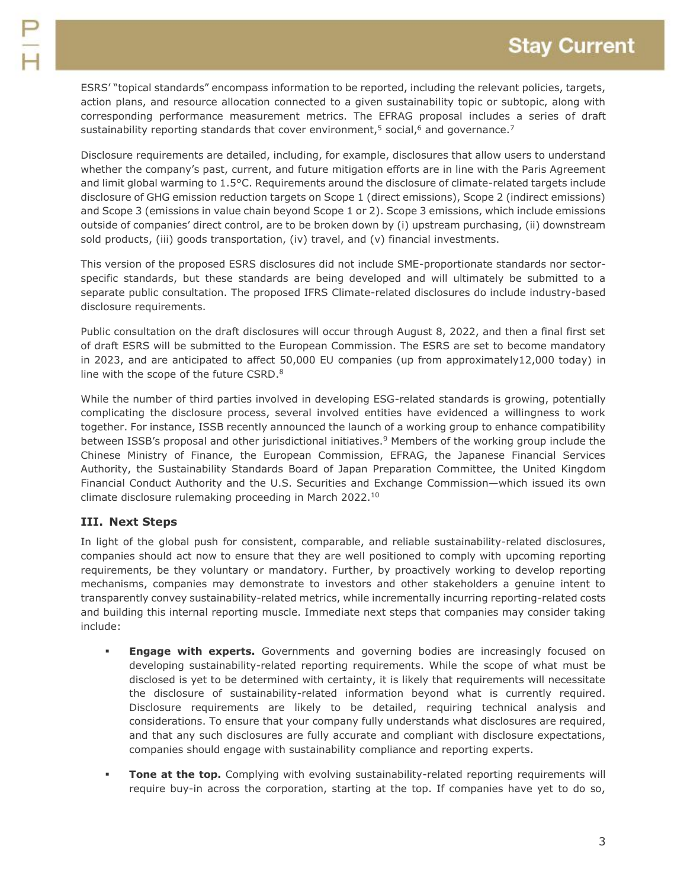ESRS' "topical standards" encompass information to be reported, including the relevant policies, targets, action plans, and resource allocation connected to a given sustainability topic or subtopic, along with corresponding performance measurement metrics. The EFRAG proposal includes a series of draft sustainability reporting standards that cover environment,[5] social,[6] and governance.[7]

Disclosure requirements are detailed, including, for example, disclosures that allow users to understand whether the company's past, current, and future mitigation efforts are in line with the Paris Agreement and limit global warming to 1.5°C. Requirements around the disclosure of climate-related targets include disclosure of GHG emission reduction targets on Scope 1 (direct emissions), Scope 2 (indirect emissions) and Scope 3 (emissions in value chain beyond Scope 1 or 2). Scope 3 emissions, which include emissions outside of companies' direct control, are to be broken down by (i) upstream purchasing, (ii) downstream sold products, (iii) goods transportation, (iv) travel, and (v) financial investments.

This version of the proposed ESRS disclosures did not include SME-proportionate standards nor sector-specific standards, but these standards are being developed and will ultimately be submitted to a separate public consultation. The proposed IFRS Climate-related disclosures do include industry-based disclosure requirements.

Public consultation on the draft disclosures will occur through August 8, 2022, and then a final first set of draft ESRS will be submitted to the European Commission. The ESRS are set to become mandatory in 2023, and are anticipated to affect 50,000 EU companies (up from approximately12,000 today) in line with the scope of the future CSRD.[8]

While the number of third parties involved in developing ESG-related standards is growing, potentially complicating the disclosure process, several involved entities have evidenced a willingness to work together. For instance, ISSB recently announced the launch of a working group to enhance compatibility between ISSB's proposal and other jurisdictional initiatives.[9] Members of the working group include the Chinese Ministry of Finance, the European Commission, EFRAG, the Japanese Financial Services Authority, the Sustainability Standards Board of Japan Preparation Committee, the United Kingdom Financial Conduct Authority and the U.S. Securities and Exchange Commission—which issued its own climate disclosure rulemaking proceeding in March 2022.[10]

## III. Next Steps

In light of the global push for consistent, comparable, and reliable sustainability-related disclosures, companies should act now to ensure that they are well positioned to comply with upcoming reporting requirements, be they voluntary or mandatory. Further, by proactively working to develop reporting mechanisms, companies may demonstrate to investors and other stakeholders a genuine intent to transparently convey sustainability-related metrics, while incrementally incurring reporting-related costs and building this internal reporting muscle. Immediate next steps that companies may consider taking include:

- **Engage with experts.** Governments and governing bodies are increasingly focused on developing sustainability-related reporting requirements. While the scope of what must be disclosed is yet to be determined with certainty, it is likely that requirements will necessitate the disclosure of sustainability-related information beyond what is currently required. Disclosure requirements are likely to be detailed, requiring technical analysis and considerations. To ensure that your company fully understands what disclosures are required, and that any such disclosures are fully accurate and compliant with disclosure expectations, companies should engage with sustainability compliance and reporting experts.

- **Tone at the top.** Complying with evolving sustainability-related reporting requirements will require buy-in across the corporation, starting at the top. If companies have yet to do so,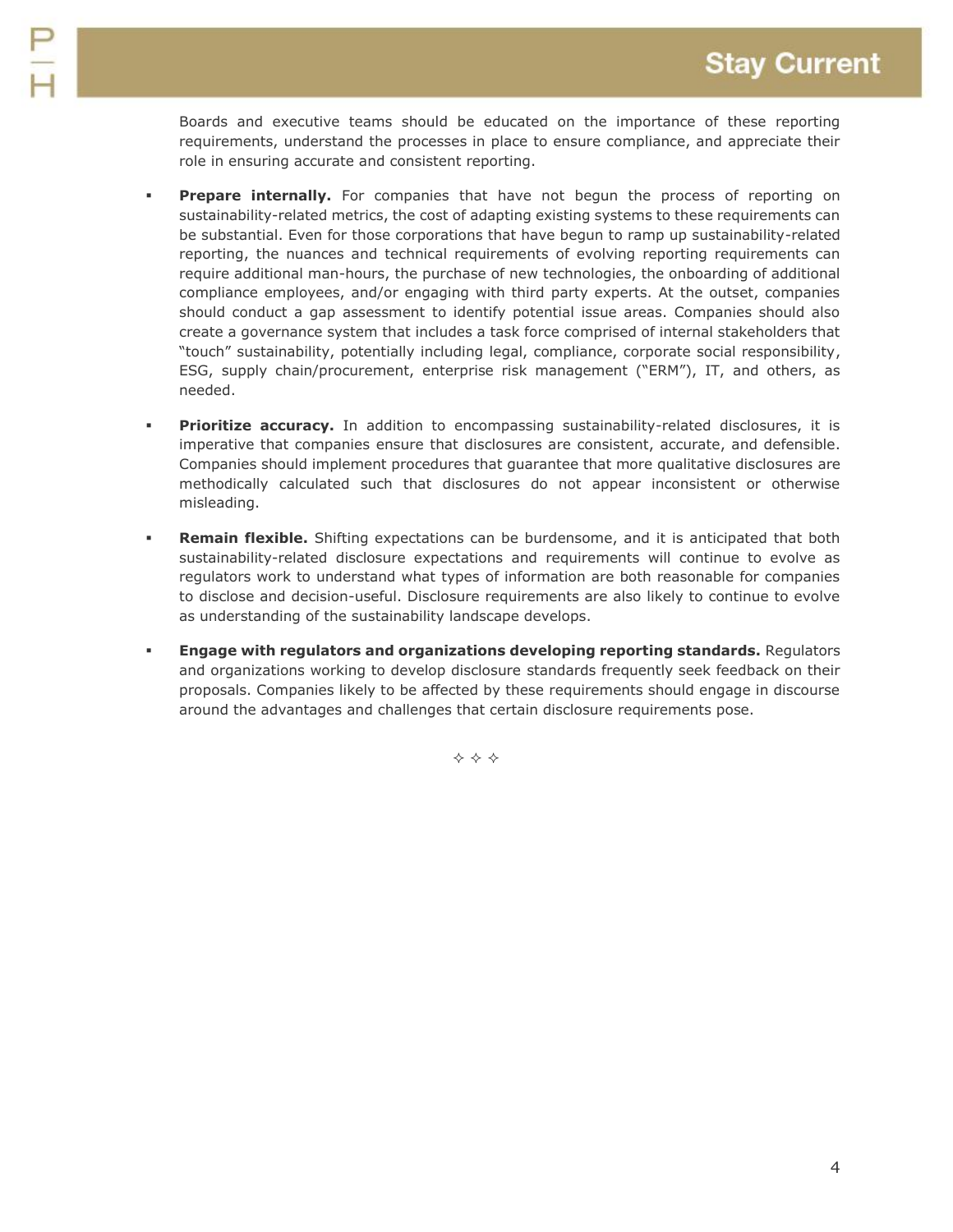Boards and executive teams should be educated on the importance of these reporting requirements, understand the processes in place to ensure compliance, and appreciate their role in ensuring accurate and consistent reporting.

- **Prepare internally.** For companies that have not begun the process of reporting on sustainability-related metrics, the cost of adapting existing systems to these requirements can be substantial. Even for those corporations that have begun to ramp up sustainability-related reporting, the nuances and technical requirements of evolving reporting requirements can require additional man-hours, the purchase of new technologies, the onboarding of additional compliance employees, and/or engaging with third party experts. At the outset, companies should conduct a gap assessment to identify potential issue areas. Companies should also create a governance system that includes a task force comprised of internal stakeholders that "touch" sustainability, potentially including legal, compliance, corporate social responsibility, ESG, supply chain/procurement, enterprise risk management ("ERM"), IT, and others, as needed.

- **Prioritize accuracy.** In addition to encompassing sustainability-related disclosures, it is imperative that companies ensure that disclosures are consistent, accurate, and defensible. Companies should implement procedures that guarantee that more qualitative disclosures are methodically calculated such that disclosures do not appear inconsistent or otherwise misleading.

- **Remain flexible.** Shifting expectations can be burdensome, and it is anticipated that both sustainability-related disclosure expectations and requirements will continue to evolve as regulators work to understand what types of information are both reasonable for companies to disclose and decision-useful. Disclosure requirements are also likely to continue to evolve as understanding of the sustainability landscape develops.

- **Engage with regulators and organizations developing reporting standards.** Regulators and organizations working to develop disclosure standards frequently seek feedback on their proposals. Companies likely to be affected by these requirements should engage in discourse around the advantages and challenges that certain disclosure requirements pose.

✧ ✧ ✧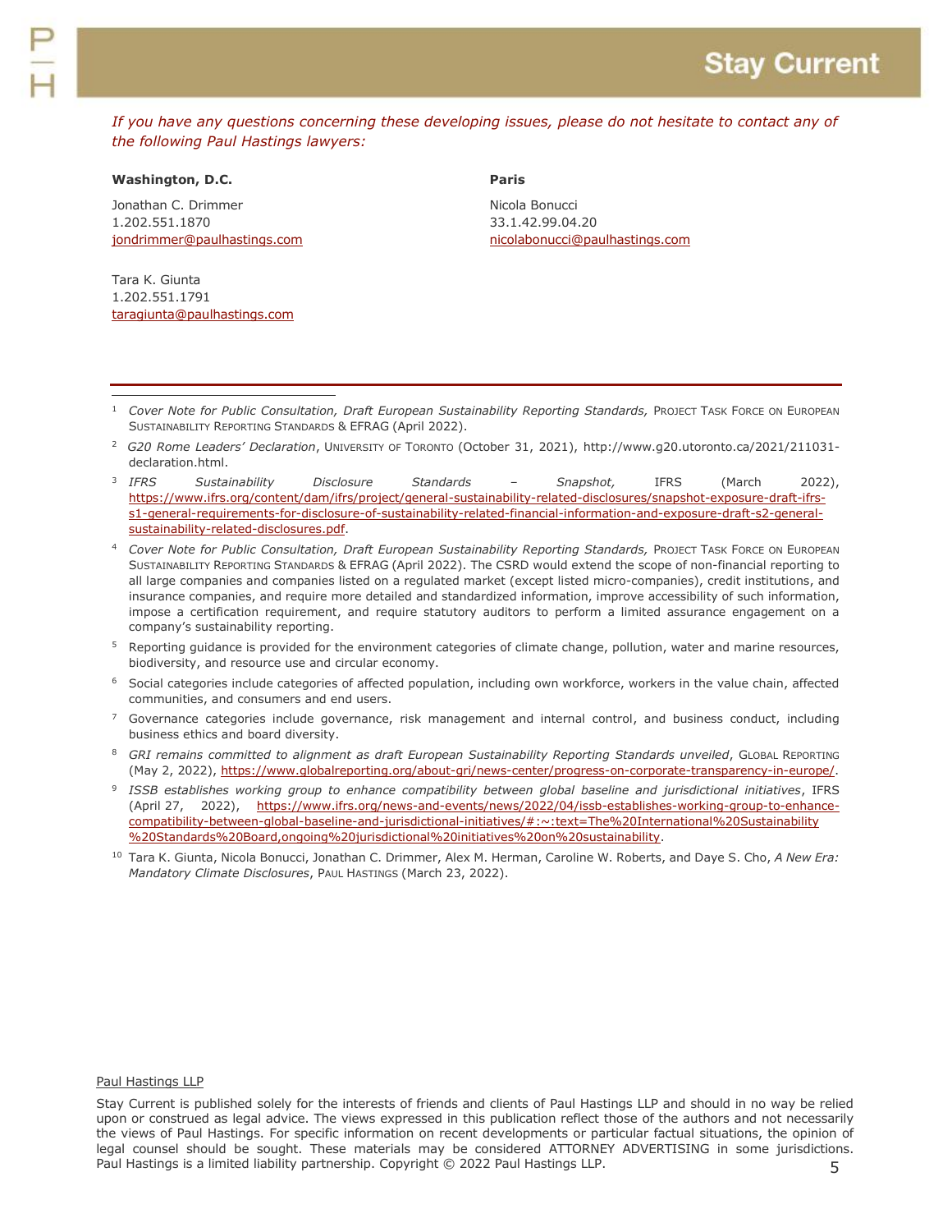*If you have any questions concerning these developing issues, please do not hesitate to contact any of the following Paul Hastings lawyers:*

**Washington, D.C.**

Jonathan C. Drimmer
1.202.551.1870
jondrimmer@paulhastings.com

Tara K. Giunta
1.202.551.1791
taragiunta@paulhastings.com

**Paris**

Nicola Bonucci
33.1.42.99.04.20
nicolabonucci@paulhastings.com

---

[1] *Cover Note for Public Consultation, Draft European Sustainability Reporting Standards,* Project Task Force on European Sustainability Reporting Standards & EFRAG (April 2022).

[2] *G20 Rome Leaders' Declaration*, University of Toronto (October 31, 2021), http://www.g20.utoronto.ca/2021/211031-declaration.html.

[3] *IFRS Sustainability Disclosure Standards – Snapshot,* IFRS (March 2022), https://www.ifrs.org/content/dam/ifrs/project/general-sustainability-related-disclosures/snapshot-exposure-draft-ifrs-s1-general-requirements-for-disclosure-of-sustainability-related-financial-information-and-exposure-draft-s2-general-sustainability-related-disclosures.pdf.

[4] *Cover Note for Public Consultation, Draft European Sustainability Reporting Standards,* Project Task Force on European Sustainability Reporting Standards & EFRAG (April 2022). The CSRD would extend the scope of non-financial reporting to all large companies and companies listed on a regulated market (except listed micro-companies), credit institutions, and insurance companies, and require more detailed and standardized information, improve accessibility of such information, impose a certification requirement, and require statutory auditors to perform a limited assurance engagement on a company's sustainability reporting.

[5] Reporting guidance is provided for the environment categories of climate change, pollution, water and marine resources, biodiversity, and resource use and circular economy.

[6] Social categories include categories of affected population, including own workforce, workers in the value chain, affected communities, and consumers and end users.

[7] Governance categories include governance, risk management and internal control, and business conduct, including business ethics and board diversity.

[8] *GRI remains committed to alignment as draft European Sustainability Reporting Standards unveiled*, Global Reporting (May 2, 2022), https://www.globalreporting.org/about-gri/news-center/progress-on-corporate-transparency-in-europe/.

[9] *ISSB establishes working group to enhance compatibility between global baseline and jurisdictional initiatives*, IFRS (April 27, 2022), https://www.ifrs.org/news-and-events/news/2022/04/issb-establishes-working-group-to-enhance-compatibility-between-global-baseline-and-jurisdictional-initiatives/#:~:text=The%20International%20Sustainability%20Standards%20Board,ongoing%20jurisdictional%20initiatives%20on%20sustainability.

[10] Tara K. Giunta, Nicola Bonucci, Jonathan C. Drimmer, Alex M. Herman, Caroline W. Roberts, and Daye S. Cho, *A New Era: Mandatory Climate Disclosures*, Paul Hastings (March 23, 2022).

Paul Hastings LLP

Stay Current is published solely for the interests of friends and clients of Paul Hastings LLP and should in no way be relied upon or construed as legal advice. The views expressed in this publication reflect those of the authors and not necessarily the views of Paul Hastings. For specific information on recent developments or particular factual situations, the opinion of legal counsel should be sought. These materials may be considered ATTORNEY ADVERTISING in some jurisdictions. Paul Hastings is a limited liability partnership. Copyright © 2022 Paul Hastings LLP.